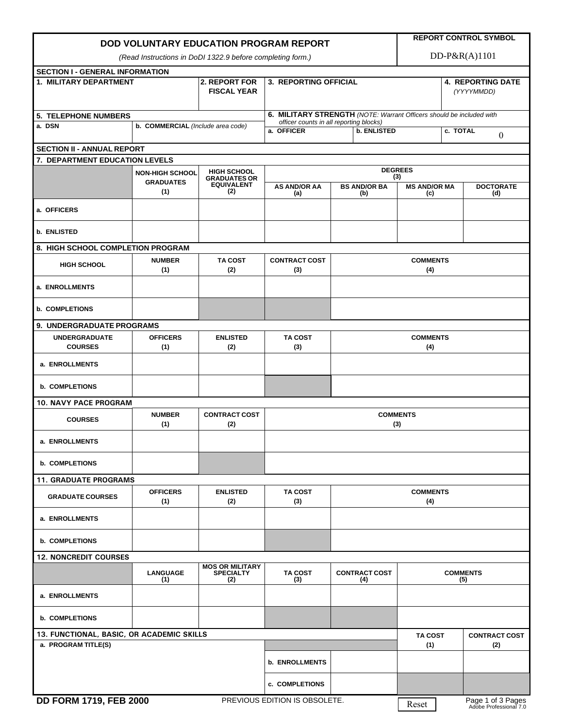# DOD VOLUNTARY EDUCATION PROGRAM REPORT

*(Read Instructions in DoDI 1322.9 before completing form.)*

**REPORT CONTROL SYMBOL**
DD-P&R(A)1101

## SECTION I - GENERAL INFORMATION

| 1. MILITARY DEPARTMENT | 2. REPORT FOR FISCAL YEAR | 3. REPORTING OFFICIAL | 4. REPORTING DATE *(YYYYMMDD)* |
|---|---|---|---|
| | | | |

| 5. TELEPHONE NUMBERS | | 6. MILITARY STRENGTH *(NOTE: Warrant Officers should be included with officer counts in all reporting blocks)* | | |
|---|---|---|---|---|
| a. DSN | b. COMMERCIAL *(Include area code)* | a. OFFICER | b. ENLISTED | c. TOTAL |
| | | | | 0 |

## SECTION II - ANNUAL REPORT

### 7. DEPARTMENT EDUCATION LEVELS

| | NON-HIGH SCHOOL GRADUATES (1) | HIGH SCHOOL GRADUATES OR EQUIVALENT (2) | DEGREES (3) | | | |
|---|---|---|---|---|---|---|
| | | | AS AND/OR AA (a) | BS AND/OR BA (b) | MS AND/OR MA (c) | DOCTORATE (d) |
| a. OFFICERS | | | | | | |
| b. ENLISTED | | | | | | |

### 8. HIGH SCHOOL COMPLETION PROGRAM

| HIGH SCHOOL | NUMBER (1) | TA COST (2) | CONTRACT COST (3) | COMMENTS (4) |
|---|---|---|---|---|
| a. ENROLLMENTS | | | | |
| b. COMPLETIONS | | | | |

### 9. UNDERGRADUATE PROGRAMS

| UNDERGRADUATE COURSES | OFFICERS (1) | ENLISTED (2) | TA COST (3) | COMMENTS (4) |
|---|---|---|---|---|
| a. ENROLLMENTS | | | | |
| b. COMPLETIONS | | | | |

### 10. NAVY PACE PROGRAM

| COURSES | NUMBER (1) | CONTRACT COST (2) | COMMENTS (3) |
|---|---|---|---|
| a. ENROLLMENTS | | | |
| b. COMPLETIONS | | | |

### 11. GRADUATE PROGRAMS

| GRADUATE COURSES | OFFICERS (1) | ENLISTED (2) | TA COST (3) | COMMENTS (4) |
|---|---|---|---|---|
| a. ENROLLMENTS | | | | |
| b. COMPLETIONS | | | | |

### 12. NONCREDIT COURSES

| | LANGUAGE (1) | MOS OR MILITARY SPECIALTY (2) | TA COST (3) | CONTRACT COST (4) | COMMENTS (5) |
|---|---|---|---|---|---|
| a. ENROLLMENTS | | | | | |
| b. COMPLETIONS | | | | | |

### 13. FUNCTIONAL, BASIC, OR ACADEMIC SKILLS

| a. PROGRAM TITLE(S) | | | TA COST (1) | CONTRACT COST (2) |
|---|---|---|---|---|
| | b. ENROLLMENTS | | | |
| | c. COMPLETIONS | | | |

DD FORM 1719, FEB 2000 — PREVIOUS EDITION IS OBSOLETE.

Reset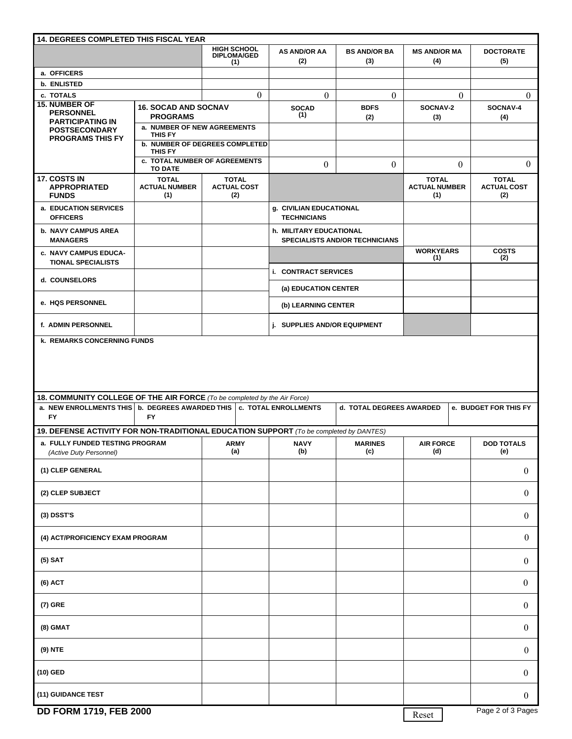**14. DEGREES COMPLETED THIS FISCAL YEAR**

| | HIGH SCHOOL DIPLOMA/GED (1) | AS AND/OR AA (2) | BS AND/OR BA (3) | MS AND/OR MA (4) | DOCTORATE (5) |
|---|---|---|---|---|---|
| a. OFFICERS | | | | | |
| b. ENLISTED | | | | | |
| c. TOTALS | 0 | 0 | 0 | 0 | 0 |

| 15. NUMBER OF PERSONNEL PARTICIPATING IN POSTSECONDARY PROGRAMS THIS FY | 16. SOCAD AND SOCNAV PROGRAMS | SOCAD (1) | BDFS (2) | SOCNAV-2 (3) | SOCNAV-4 (4) |
|---|---|---|---|---|---|
| | a. NUMBER OF NEW AGREEMENTS THIS FY | | | | |
| | b. NUMBER OF DEGREES COMPLETED THIS FY | | | | |
| | c. TOTAL NUMBER OF AGREEMENTS TO DATE | 0 | 0 | 0 | 0 |

**17. COSTS IN APPROPRIATED FUNDS**

| | TOTAL ACTUAL NUMBER (1) | TOTAL ACTUAL COST (2) | | TOTAL ACTUAL NUMBER (1) | TOTAL ACTUAL COST (2) |
|---|---|---|---|---|---|
| a. EDUCATION SERVICES OFFICERS | | | g. CIVILIAN EDUCATIONAL TECHNICIANS | | |
| b. NAVY CAMPUS AREA MANAGERS | | | h. MILITARY EDUCATIONAL SPECIALISTS AND/OR TECHNICIANS | | |
| c. NAVY CAMPUS EDUCATIONAL SPECIALISTS | | | | WORKYEARS (1) | COSTS (2) |
| d. COUNSELORS | | | i. CONTRACT SERVICES | | |
| | | | (a) EDUCATION CENTER | | |
| e. HQS PERSONNEL | | | (b) LEARNING CENTER | | |
| f. ADMIN PERSONNEL | | | j. SUPPLIES AND/OR EQUIPMENT | | |

k. REMARKS CONCERNING FUNDS

**18. COMMUNITY COLLEGE OF THE AIR FORCE** *(To be completed by the Air Force)*

| a. NEW ENROLLMENTS THIS FY | b. DEGREES AWARDED THIS FY | c. TOTAL ENROLLMENTS | d. TOTAL DEGREES AWARDED | e. BUDGET FOR THIS FY |
|---|---|---|---|---|
| | | | | |

**19. DEFENSE ACTIVITY FOR NON-TRADITIONAL EDUCATION SUPPORT** *(To be completed by DANTES)*

| a. FULLY FUNDED TESTING PROGRAM *(Active Duty Personnel)* | ARMY (a) | NAVY (b) | MARINES (c) | AIR FORCE (d) | DOD TOTALS (e) |
|---|---|---|---|---|---|
| (1) CLEP GENERAL | | | | | 0 |
| (2) CLEP SUBJECT | | | | | 0 |
| (3) DSST'S | | | | | 0 |
| (4) ACT/PROFICIENCY EXAM PROGRAM | | | | | 0 |
| (5) SAT | | | | | 0 |
| (6) ACT | | | | | 0 |
| (7) GRE | | | | | 0 |
| (8) GMAT | | | | | 0 |
| (9) NTE | | | | | 0 |
| (10) GED | | | | | 0 |
| (11) GUIDANCE TEST | | | | | 0 |

DD FORM 1719, FEB 2000

Reset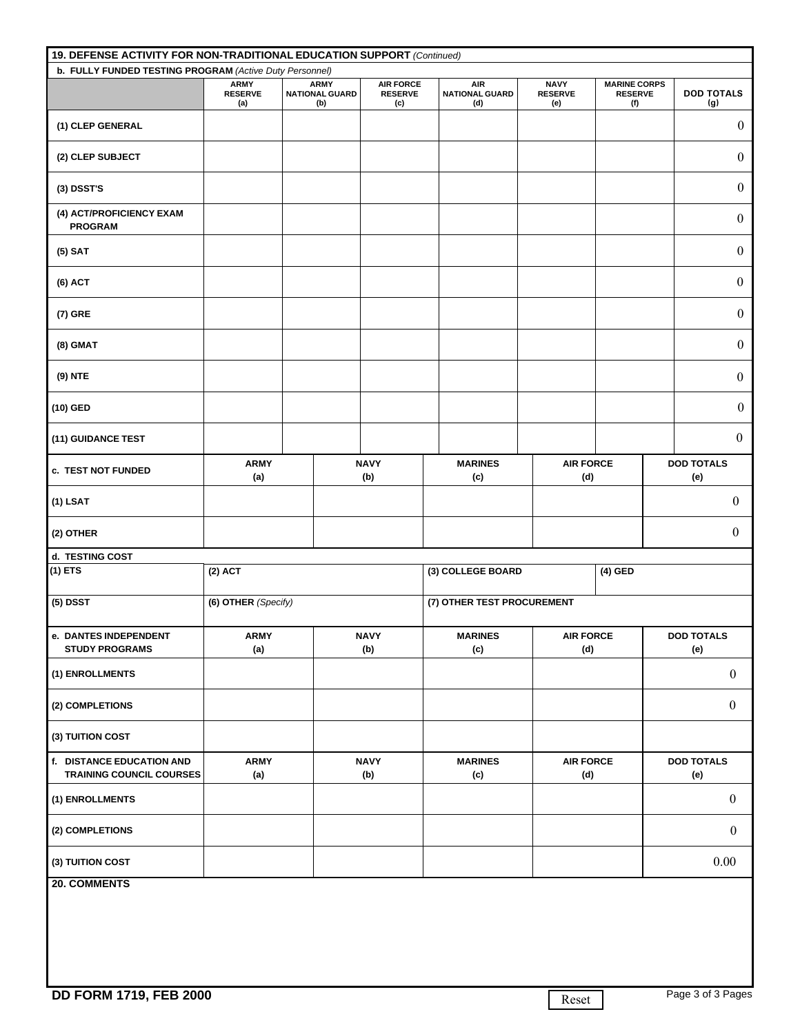## 19. DEFENSE ACTIVITY FOR NON-TRADITIONAL EDUCATION SUPPORT *(Continued)*

**b. FULLY FUNDED TESTING PROGRAM** *(Active Duty Personnel)*

| | ARMY RESERVE (a) | ARMY NATIONAL GUARD (b) | AIR FORCE RESERVE (c) | AIR NATIONAL GUARD (d) | NAVY RESERVE (e) | MARINE CORPS RESERVE (f) | DOD TOTALS (g) |
|---|---|---|---|---|---|---|---|
| (1) CLEP GENERAL | | | | | | | 0 |
| (2) CLEP SUBJECT | | | | | | | 0 |
| (3) DSST'S | | | | | | | 0 |
| (4) ACT/PROFICIENCY EXAM PROGRAM | | | | | | | 0 |
| (5) SAT | | | | | | | 0 |
| (6) ACT | | | | | | | 0 |
| (7) GRE | | | | | | | 0 |
| (8) GMAT | | | | | | | 0 |
| (9) NTE | | | | | | | 0 |
| (10) GED | | | | | | | 0 |
| (11) GUIDANCE TEST | | | | | | | 0 |

| c. TEST NOT FUNDED | ARMY (a) | NAVY (b) | MARINES (c) | AIR FORCE (d) | DOD TOTALS (e) |
|---|---|---|---|---|---|
| (1) LSAT | | | | | 0 |
| (2) OTHER | | | | | 0 |

**d. TESTING COST**

| | | | |
|---|---|---|---|
| (1) ETS | (2) ACT | (3) COLLEGE BOARD | (4) GED |
| (5) DSST | (6) OTHER *(Specify)* | (7) OTHER TEST PROCUREMENT | |

| e. DANTES INDEPENDENT STUDY PROGRAMS | ARMY (a) | NAVY (b) | MARINES (c) | AIR FORCE (d) | DOD TOTALS (e) |
|---|---|---|---|---|---|
| (1) ENROLLMENTS | | | | | 0 |
| (2) COMPLETIONS | | | | | 0 |
| (3) TUITION COST | | | | | |

| f. DISTANCE EDUCATION AND TRAINING COUNCIL COURSES | ARMY (a) | NAVY (b) | MARINES (c) | AIR FORCE (d) | DOD TOTALS (e) |
|---|---|---|---|---|---|
| (1) ENROLLMENTS | | | | | 0 |
| (2) COMPLETIONS | | | | | 0 |
| (3) TUITION COST | | | | | 0.00 |

## 20. COMMENTS

**DD FORM 1719, FEB 2000**

Reset